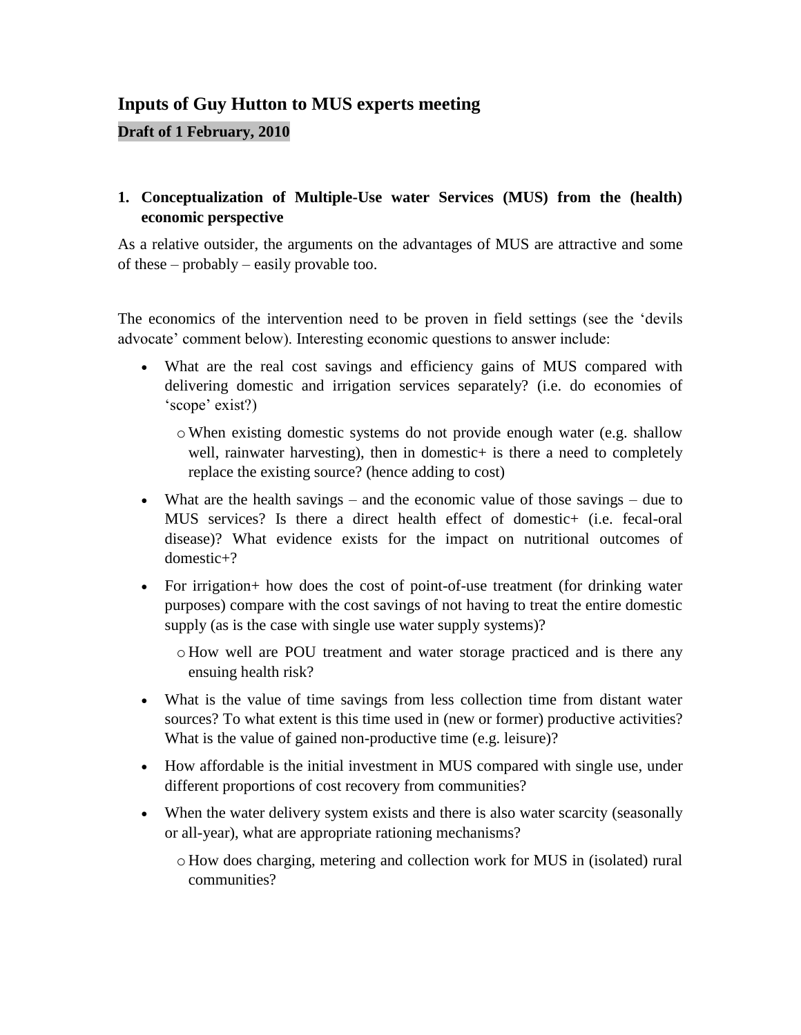# Inputs of Guy Hutton to MUS experts meeting

**Draft of 1 February, 2010**

## 1. Conceptualization of Multiple-Use water Services (MUS) from the (health) economic perspective

As a relative outsider, the arguments on the advantages of MUS are attractive and some of these – probably – easily provable too.

The economics of the intervention need to be proven in field settings (see the 'devils advocate' comment below). Interesting economic questions to answer include:

- What are the real cost savings and efficiency gains of MUS compared with delivering domestic and irrigation services separately? (i.e. do economies of 'scope' exist?)
    - When existing domestic systems do not provide enough water (e.g. shallow well, rainwater harvesting), then in domestic+ is there a need to completely replace the existing source? (hence adding to cost)
- What are the health savings – and the economic value of those savings – due to MUS services? Is there a direct health effect of domestic+ (i.e. fecal-oral disease)? What evidence exists for the impact on nutritional outcomes of domestic+?
- For irrigation+ how does the cost of point-of-use treatment (for drinking water purposes) compare with the cost savings of not having to treat the entire domestic supply (as is the case with single use water supply systems)?
    - How well are POU treatment and water storage practiced and is there any ensuing health risk?
- What is the value of time savings from less collection time from distant water sources? To what extent is this time used in (new or former) productive activities? What is the value of gained non-productive time (e.g. leisure)?
- How affordable is the initial investment in MUS compared with single use, under different proportions of cost recovery from communities?
- When the water delivery system exists and there is also water scarcity (seasonally or all-year), what are appropriate rationing mechanisms?
    - How does charging, metering and collection work for MUS in (isolated) rural communities?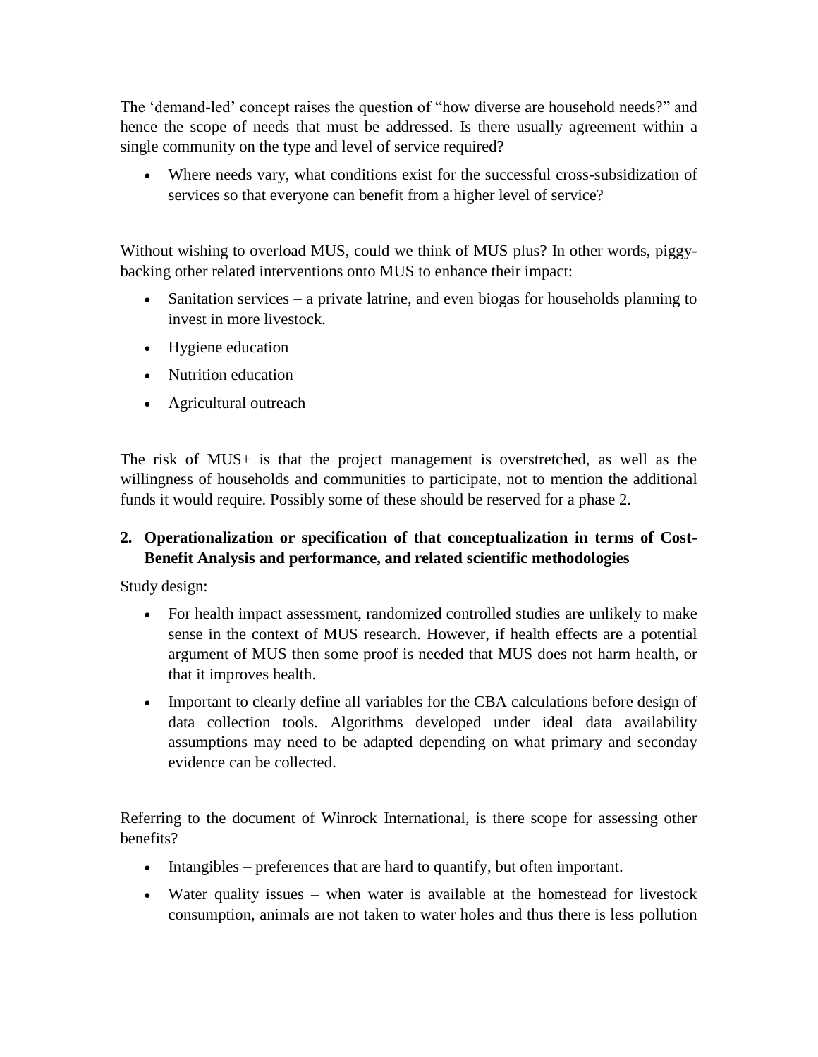The 'demand-led' concept raises the question of "how diverse are household needs?" and hence the scope of needs that must be addressed. Is there usually agreement within a single community on the type and level of service required?

- Where needs vary, what conditions exist for the successful cross-subsidization of services so that everyone can benefit from a higher level of service?

Without wishing to overload MUS, could we think of MUS plus? In other words, piggy-backing other related interventions onto MUS to enhance their impact:

- Sanitation services – a private latrine, and even biogas for households planning to invest in more livestock.
- Hygiene education
- Nutrition education
- Agricultural outreach

The risk of MUS+ is that the project management is overstretched, as well as the willingness of households and communities to participate, not to mention the additional funds it would require. Possibly some of these should be reserved for a phase 2.

## 2. Operationalization or specification of that conceptualization in terms of Cost-Benefit Analysis and performance, and related scientific methodologies

Study design:

- For health impact assessment, randomized controlled studies are unlikely to make sense in the context of MUS research. However, if health effects are a potential argument of MUS then some proof is needed that MUS does not harm health, or that it improves health.
- Important to clearly define all variables for the CBA calculations before design of data collection tools. Algorithms developed under ideal data availability assumptions may need to be adapted depending on what primary and seconday evidence can be collected.

Referring to the document of Winrock International, is there scope for assessing other benefits?

- Intangibles – preferences that are hard to quantify, but often important.
- Water quality issues – when water is available at the homestead for livestock consumption, animals are not taken to water holes and thus there is less pollution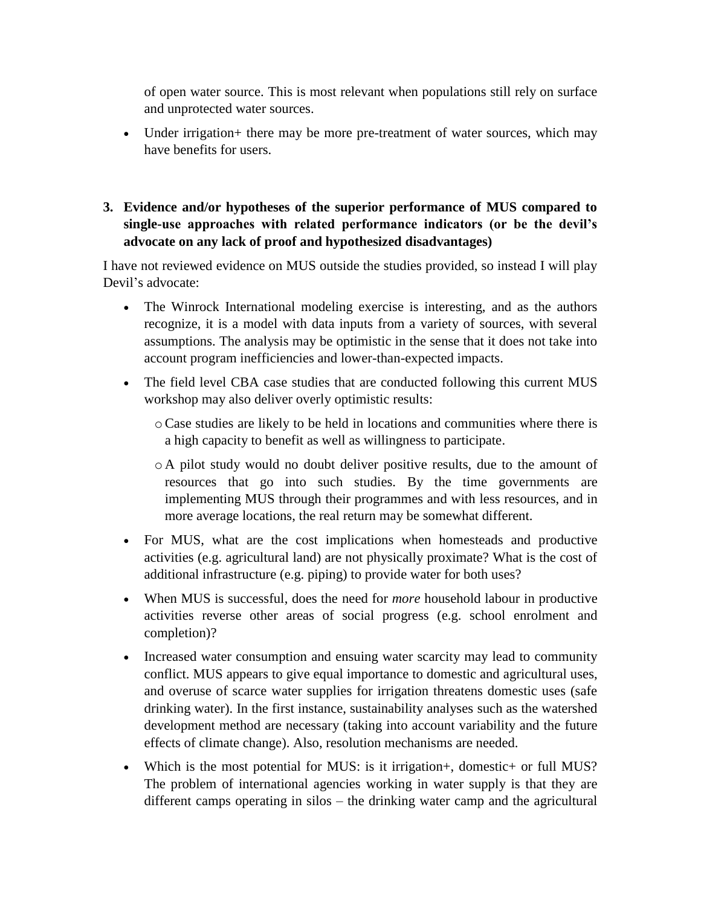of open water source. This is most relevant when populations still rely on surface and unprotected water sources.

- Under irrigation+ there may be more pre-treatment of water sources, which may have benefits for users.

**3. Evidence and/or hypotheses of the superior performance of MUS compared to single-use approaches with related performance indicators (or be the devil's advocate on any lack of proof and hypothesized disadvantages)**

I have not reviewed evidence on MUS outside the studies provided, so instead I will play Devil's advocate:

- The Winrock International modeling exercise is interesting, and as the authors recognize, it is a model with data inputs from a variety of sources, with several assumptions. The analysis may be optimistic in the sense that it does not take into account program inefficiencies and lower-than-expected impacts.
- The field level CBA case studies that are conducted following this current MUS workshop may also deliver overly optimistic results:
    - Case studies are likely to be held in locations and communities where there is a high capacity to benefit as well as willingness to participate.
    - A pilot study would no doubt deliver positive results, due to the amount of resources that go into such studies. By the time governments are implementing MUS through their programmes and with less resources, and in more average locations, the real return may be somewhat different.
- For MUS, what are the cost implications when homesteads and productive activities (e.g. agricultural land) are not physically proximate? What is the cost of additional infrastructure (e.g. piping) to provide water for both uses?
- When MUS is successful, does the need for *more* household labour in productive activities reverse other areas of social progress (e.g. school enrolment and completion)?
- Increased water consumption and ensuing water scarcity may lead to community conflict. MUS appears to give equal importance to domestic and agricultural uses, and overuse of scarce water supplies for irrigation threatens domestic uses (safe drinking water). In the first instance, sustainability analyses such as the watershed development method are necessary (taking into account variability and the future effects of climate change). Also, resolution mechanisms are needed.
- Which is the most potential for MUS: is it irrigation+, domestic+ or full MUS? The problem of international agencies working in water supply is that they are different camps operating in silos – the drinking water camp and the agricultural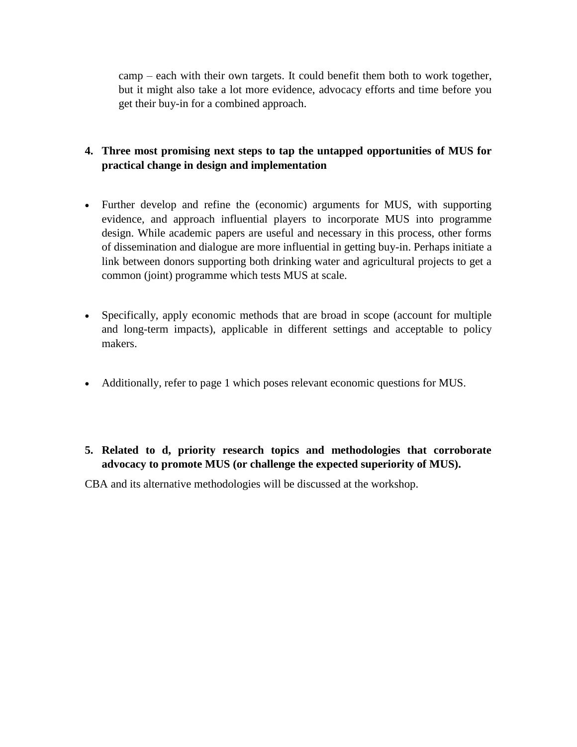camp – each with their own targets. It could benefit them both to work together, but it might also take a lot more evidence, advocacy efforts and time before you get their buy-in for a combined approach.

**4. Three most promising next steps to tap the untapped opportunities of MUS for practical change in design and implementation**

- Further develop and refine the (economic) arguments for MUS, with supporting evidence, and approach influential players to incorporate MUS into programme design. While academic papers are useful and necessary in this process, other forms of dissemination and dialogue are more influential in getting buy-in. Perhaps initiate a link between donors supporting both drinking water and agricultural projects to get a common (joint) programme which tests MUS at scale.

- Specifically, apply economic methods that are broad in scope (account for multiple and long-term impacts), applicable in different settings and acceptable to policy makers.

- Additionally, refer to page 1 which poses relevant economic questions for MUS.

**5. Related to d, priority research topics and methodologies that corroborate advocacy to promote MUS (or challenge the expected superiority of MUS).**

CBA and its alternative methodologies will be discussed at the workshop.